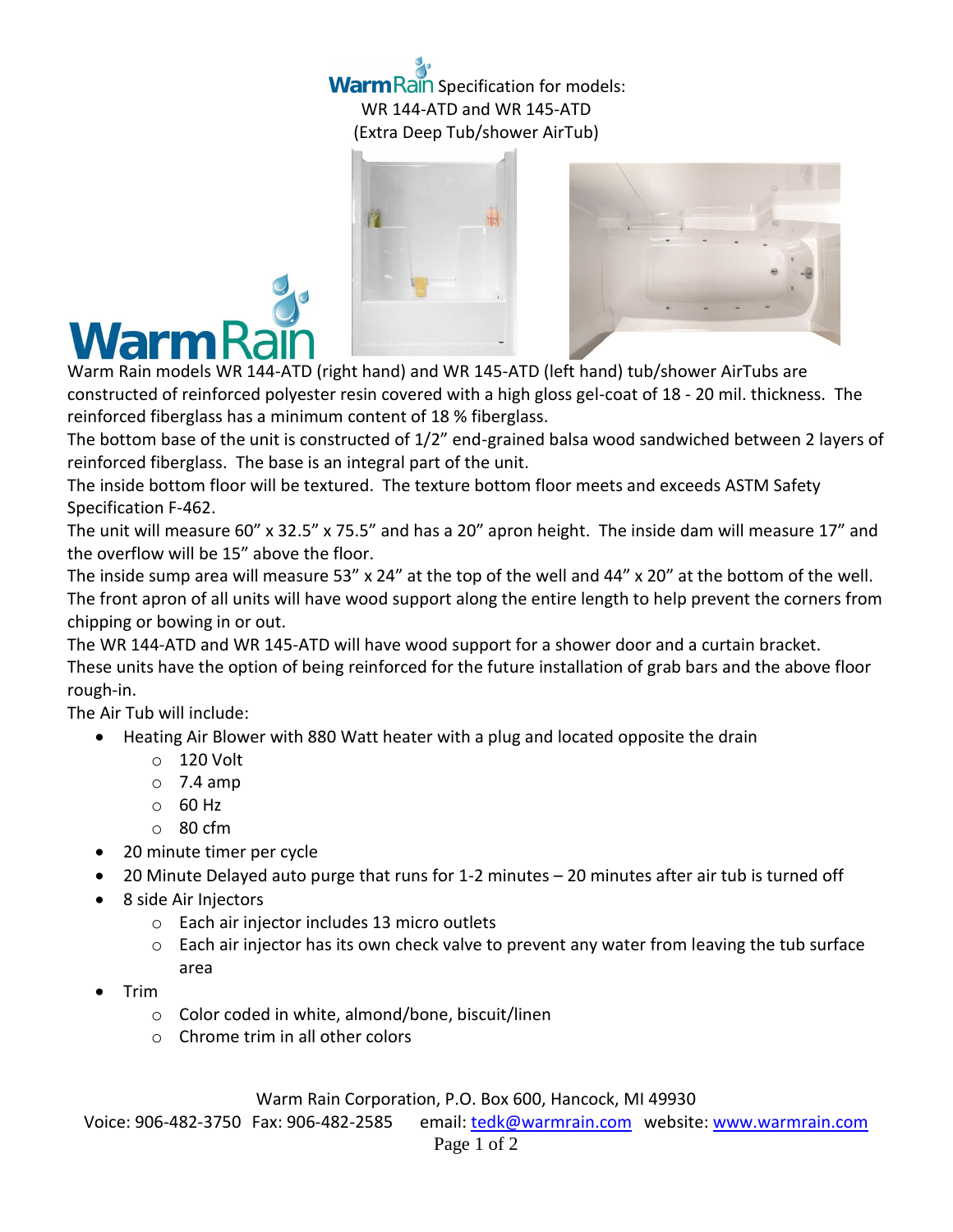# WarmRain Specification for models: WR 144-ATD and WR 145-ATD (Extra Deep Tub/shower AirTub)

Warm Rain models WR 144-ATD (right hand) and WR 145-ATD (left hand) tub/shower AirTubs are constructed of reinforced polyester resin covered with a high gloss gel-coat of 18 - 20 mil. thickness. The reinforced fiberglass has a minimum content of 18 % fiberglass.

The bottom base of the unit is constructed of 1/2" end-grained balsa wood sandwiched between 2 layers of reinforced fiberglass. The base is an integral part of the unit.

The inside bottom floor will be textured. The texture bottom floor meets and exceeds ASTM Safety Specification F-462.

The unit will measure 60" x 32.5" x 75.5" and has a 20" apron height. The inside dam will measure 17" and the overflow will be 15" above the floor.

The inside sump area will measure 53" x 24" at the top of the well and 44" x 20" at the bottom of the well.

The front apron of all units will have wood support along the entire length to help prevent the corners from chipping or bowing in or out.

The WR 144-ATD and WR 145-ATD will have wood support for a shower door and a curtain bracket.

These units have the option of being reinforced for the future installation of grab bars and the above floor rough-in.

The Air Tub will include:

- Heating Air Blower with 880 Watt heater with a plug and located opposite the drain
  - 120 Volt
  - 7.4 amp
  - 60 Hz
  - 80 cfm
- 20 minute timer per cycle
- 20 Minute Delayed auto purge that runs for 1-2 minutes – 20 minutes after air tub is turned off
- 8 side Air Injectors
  - Each air injector includes 13 micro outlets
  - Each air injector has its own check valve to prevent any water from leaving the tub surface area
- Trim
  - Color coded in white, almond/bone, biscuit/linen
  - Chrome trim in all other colors

Warm Rain Corporation, P.O. Box 600, Hancock, MI 49930
Voice: 906-482-3750 Fax: 906-482-2585 email: tedk@warmrain.com website: www.warmrain.com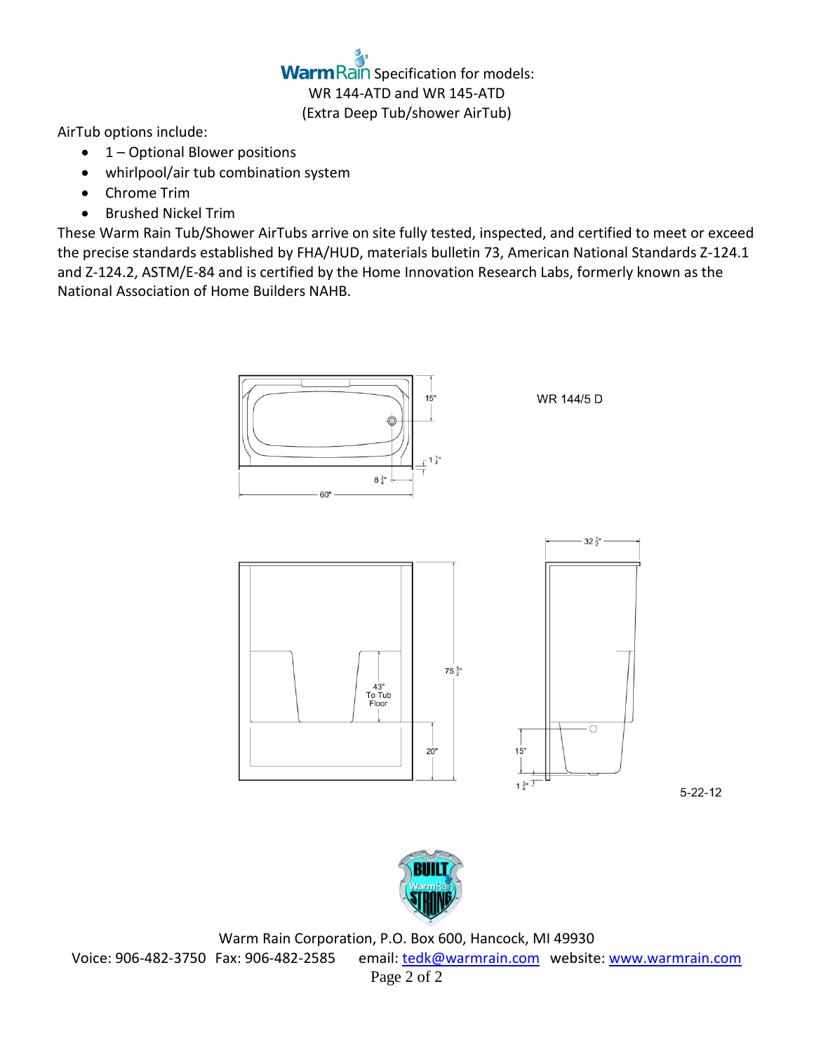WarmRain Specification for models:

WR 144-ATD and WR 145-ATD

(Extra Deep Tub/shower AirTub)

AirTub options include:

- 1 – Optional Blower positions
- whirlpool/air tub combination system
- Chrome Trim
- Brushed Nickel Trim

These Warm Rain Tub/Shower AirTubs arrive on site fully tested, inspected, and certified to meet or exceed the precise standards established by FHA/HUD, materials bulletin 73, American National Standards Z-124.1 and Z-124.2, ASTM/E-84 and is certified by the Home Innovation Research Labs, formerly known as the National Association of Home Builders NAHB.

WR 144/5 D

15"

1 1/4"

8 3/4"

60"

32 1/2"

75 1/2"

43" To Tub Floor

20"

15"

1 3/4"

5-22-12

Warm Rain Corporation, P.O. Box 600, Hancock, MI 49930

Voice: 906-482-3750 Fax: 906-482-2585 email: tedk@warmrain.com website: www.warmrain.com